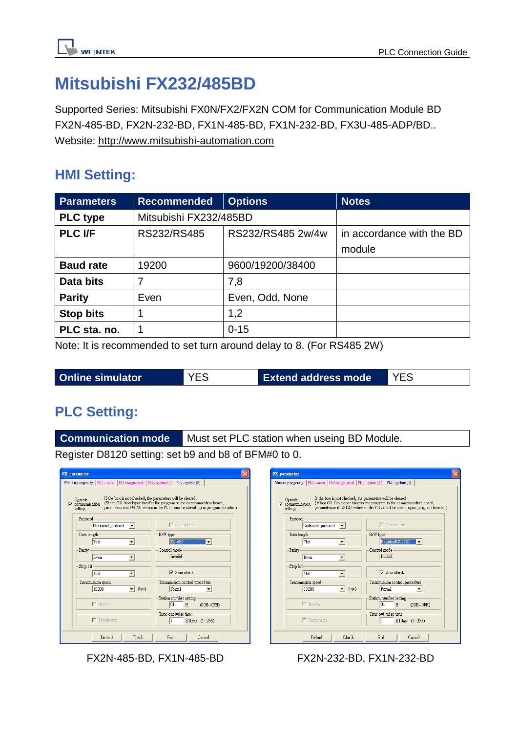# Mitsubishi FX232/485BD

Supported Series: Mitsubishi FX0N/FX2/FX2N COM for Communication Module BD FX2N-485-BD, FX2N-232-BD, FX1N-485-BD, FX1N-232-BD, FX3U-485-ADP/BD..
Website: http://www.mitsubishi-automation.com

## HMI Setting:

| Parameters | Recommended | Options | Notes |
|---|---|---|---|
| **PLC type** | Mitsubishi FX232/485BD | | |
| **PLC I/F** | RS232/RS485 | RS232/RS485 2w/4w | in accordance with the BD module |
| **Baud rate** | 19200 | 9600/19200/38400 | |
| **Data bits** | 7 | 7,8 | |
| **Parity** | Even | Even, Odd, None | |
| **Stop bits** | 1 | 1,2 | |
| **PLC sta. no.** | 1 | 0-15 | |

Note: It is recommended to set turn around delay to 8. (For RS485 2W)

| Online simulator | YES | Extend address mode | YES |
|---|---|---|---|

## PLC Setting:

| Communication mode | Must set PLC station when useing BD Module. |
|---|---|

Register D8120 setting: set b9 and b8 of BFM#0 to 0.

FX2N-485-BD, FX1N-485-BD

FX2N-232-BD, FX1N-232-BD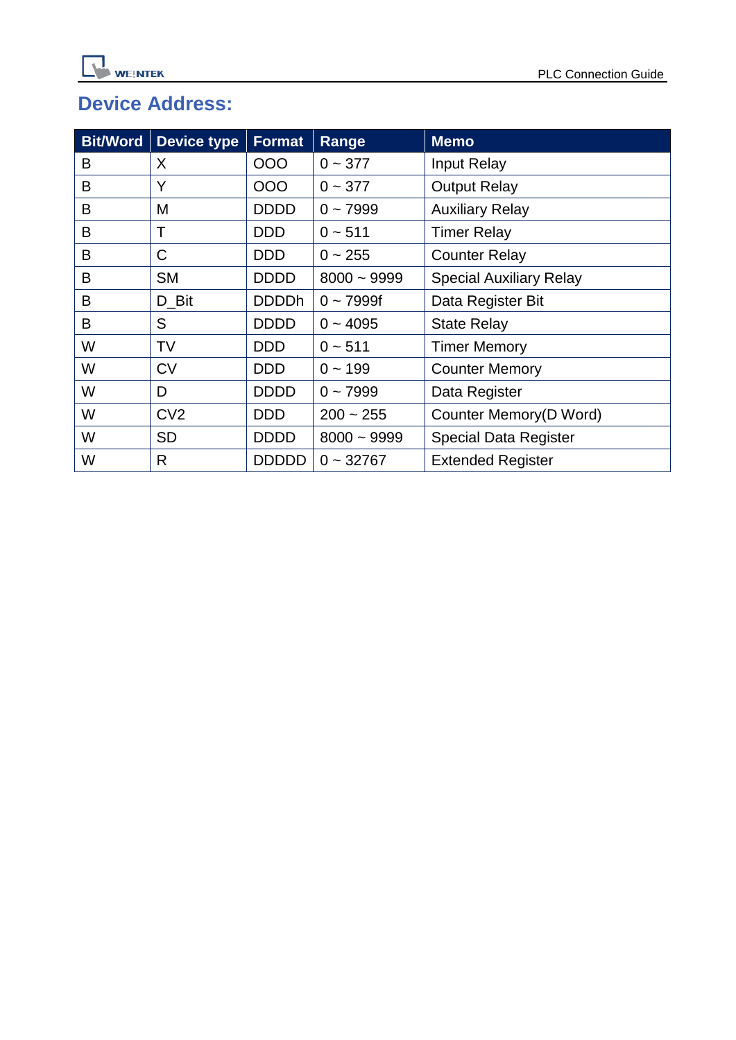## Device Address:

| Bit/Word | Device type | Format | Range | Memo |
|---|---|---|---|---|
| B | X | OOO | 0 ~ 377 | Input Relay |
| B | Y | OOO | 0 ~ 377 | Output Relay |
| B | M | DDDD | 0 ~ 7999 | Auxiliary Relay |
| B | T | DDD | 0 ~ 511 | Timer Relay |
| B | C | DDD | 0 ~ 255 | Counter Relay |
| B | SM | DDDD | 8000 ~ 9999 | Special Auxiliary Relay |
| B | D_Bit | DDDDh | 0 ~ 7999f | Data Register Bit |
| B | S | DDDD | 0 ~ 4095 | State Relay |
| W | TV | DDD | 0 ~ 511 | Timer Memory |
| W | CV | DDD | 0 ~ 199 | Counter Memory |
| W | D | DDDD | 0 ~ 7999 | Data Register |
| W | CV2 | DDD | 200 ~ 255 | Counter Memory(D Word) |
| W | SD | DDDD | 8000 ~ 9999 | Special Data Register |
| W | R | DDDDD | 0 ~ 32767 | Extended Register |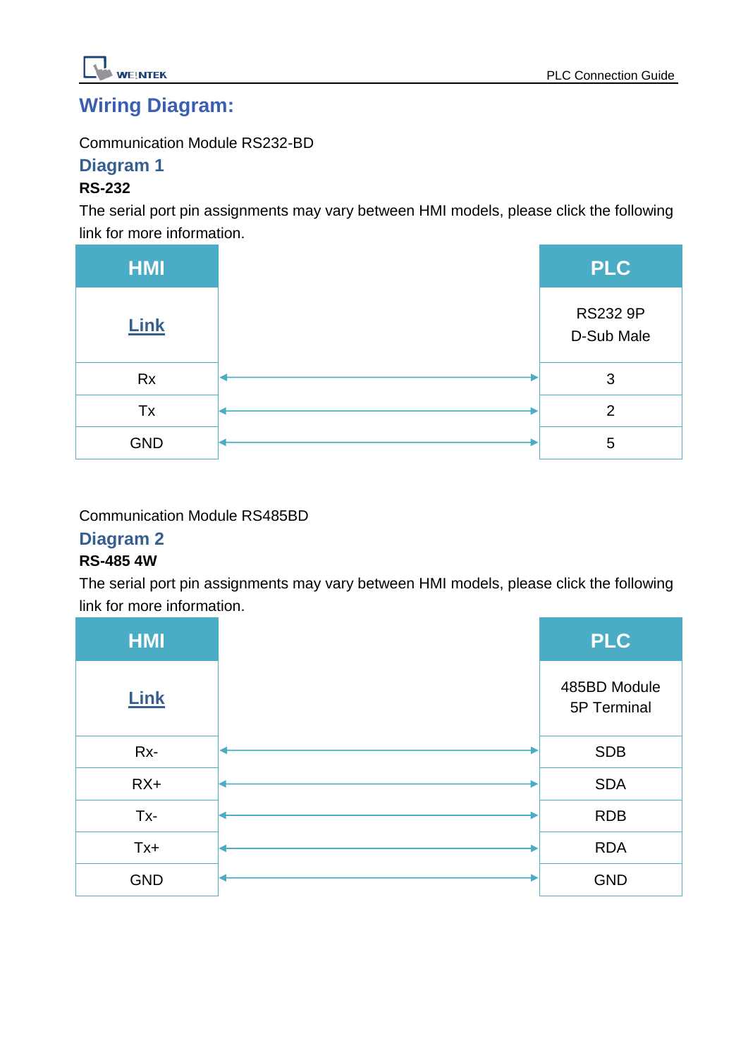# Wiring Diagram:

Communication Module RS232-BD

## Diagram 1

**RS-232**

The serial port pin assignments may vary between HMI models, please click the following link for more information.

| HMI | | PLC |
|---|---|---|
| Link | | RS232 9P D-Sub Male |
| Rx | ↔ | 3 |
| Tx | ↔ | 2 |
| GND | ↔ | 5 |

Communication Module RS485BD

## Diagram 2

**RS-485 4W**

The serial port pin assignments may vary between HMI models, please click the following link for more information.

| HMI | | PLC |
|---|---|---|
| Link | | 485BD Module 5P Terminal |
| Rx- | ↔ | SDB |
| RX+ | ↔ | SDA |
| Tx- | ↔ | RDB |
| Tx+ | ↔ | RDA |
| GND | ↔ | GND |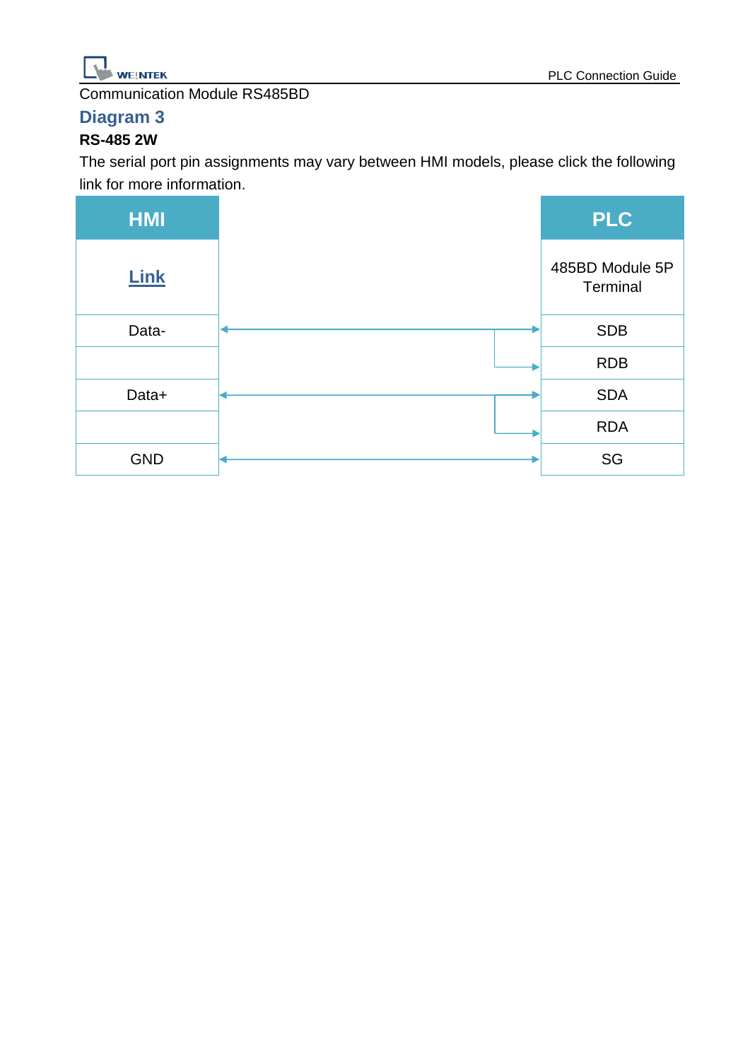Communication Module RS485BD

## Diagram 3

**RS-485 2W**

The serial port pin assignments may vary between HMI models, please click the following link for more information.

| HMI | PLC |
|---|---|
| Link | 485BD Module 5P Terminal |
| Data- | SDB |
| | RDB |
| Data+ | SDA |
| | RDA |
| GND | SG |